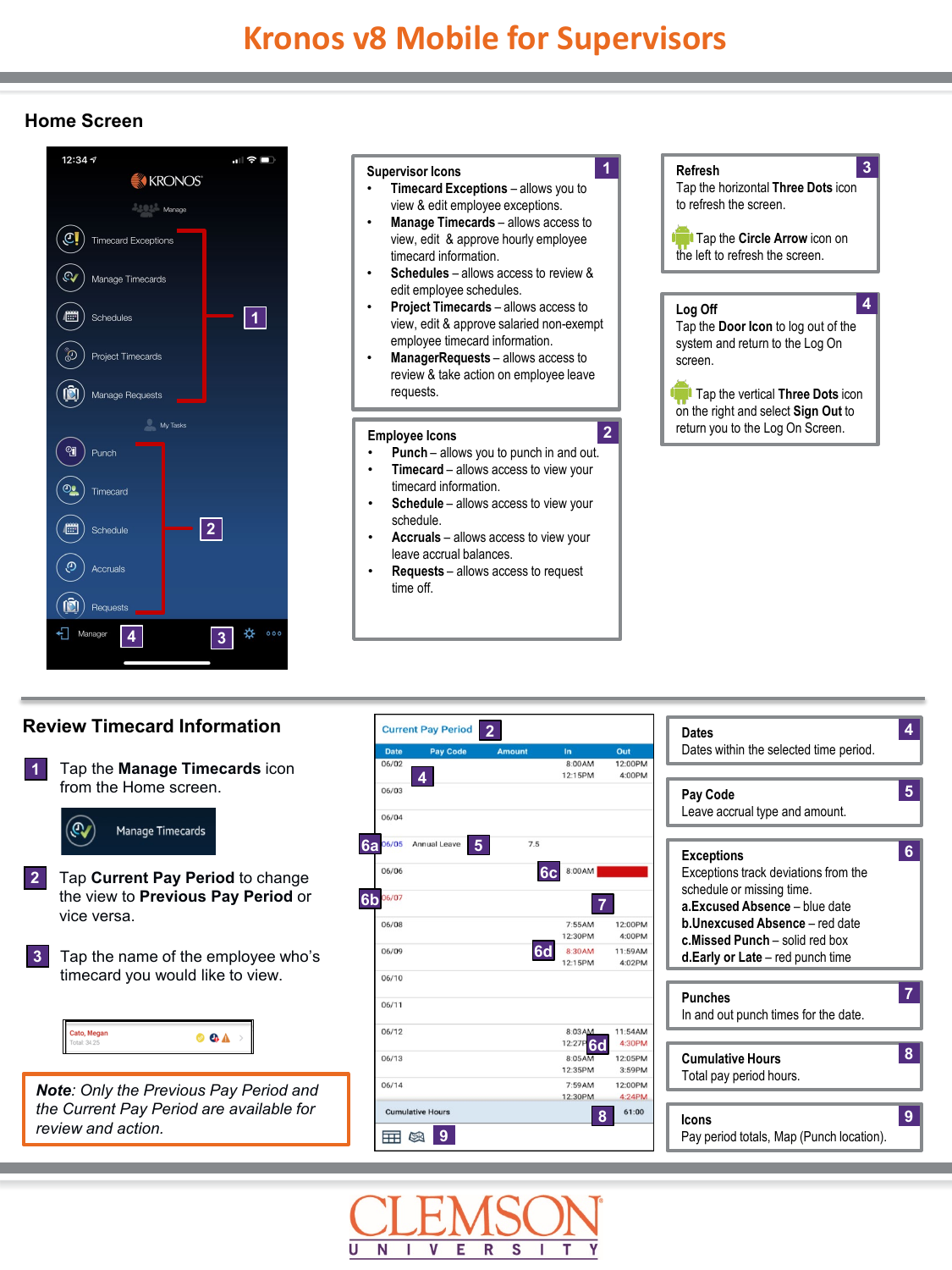# Kronos v8 Mobile for Supervisors

## Home Screen

### 1 Supervisor Icons

- **Timecard Exceptions** – allows you to view & edit employee exceptions.
- **Manage Timecards** – allows access to view, edit & approve hourly employee timecard information.
- **Schedules** – allows access to review & edit employee schedules.
- **Project Timecards** – allows access to view, edit & approve salaried non-exempt employee timecard information.
- **ManagerRequests** – allows access to review & take action on employee leave requests.

### 2 Employee Icons

- **Punch** – allows you to punch in and out.
- **Timecard** – allows access to view your timecard information.
- **Schedule** – allows access to view your schedule.
- **Accruals** – allows access to view your leave accrual balances.
- **Requests** – allows access to request time off.

### 3 Refresh

Tap the horizontal **Three Dots** icon to refresh the screen.

Tap the **Circle Arrow** icon on the left to refresh the screen.

### 4 Log Off

Tap the **Door Icon** to log out of the system and return to the Log On screen.

Tap the vertical **Three Dots** icon on the right and select **Sign Out** to return you to the Log On Screen.

## Review Timecard Information

1. Tap the **Manage Timecards** icon from the Home screen.
2. Tap **Current Pay Period** to change the view to **Previous Pay Period** or vice versa.
3. Tap the name of the employee who's timecard you would like to view.

***Note****: Only the Previous Pay Period and the Current Pay Period are available for review and action.*

### 4 Dates

Dates within the selected time period.

### 5 Pay Code

Leave accrual type and amount.

### 6 Exceptions

Exceptions track deviations from the schedule or missing time.

**a.Excused Absence** – blue date
**b.Unexcused Absence** – red date
**c.Missed Punch** – solid red box
**d.Early or Late** – red punch time

### 7 Punches

In and out punch times for the date.

### 8 Cumulative Hours

Total pay period hours.

### 9 Icons

Pay period totals, Map (Punch location).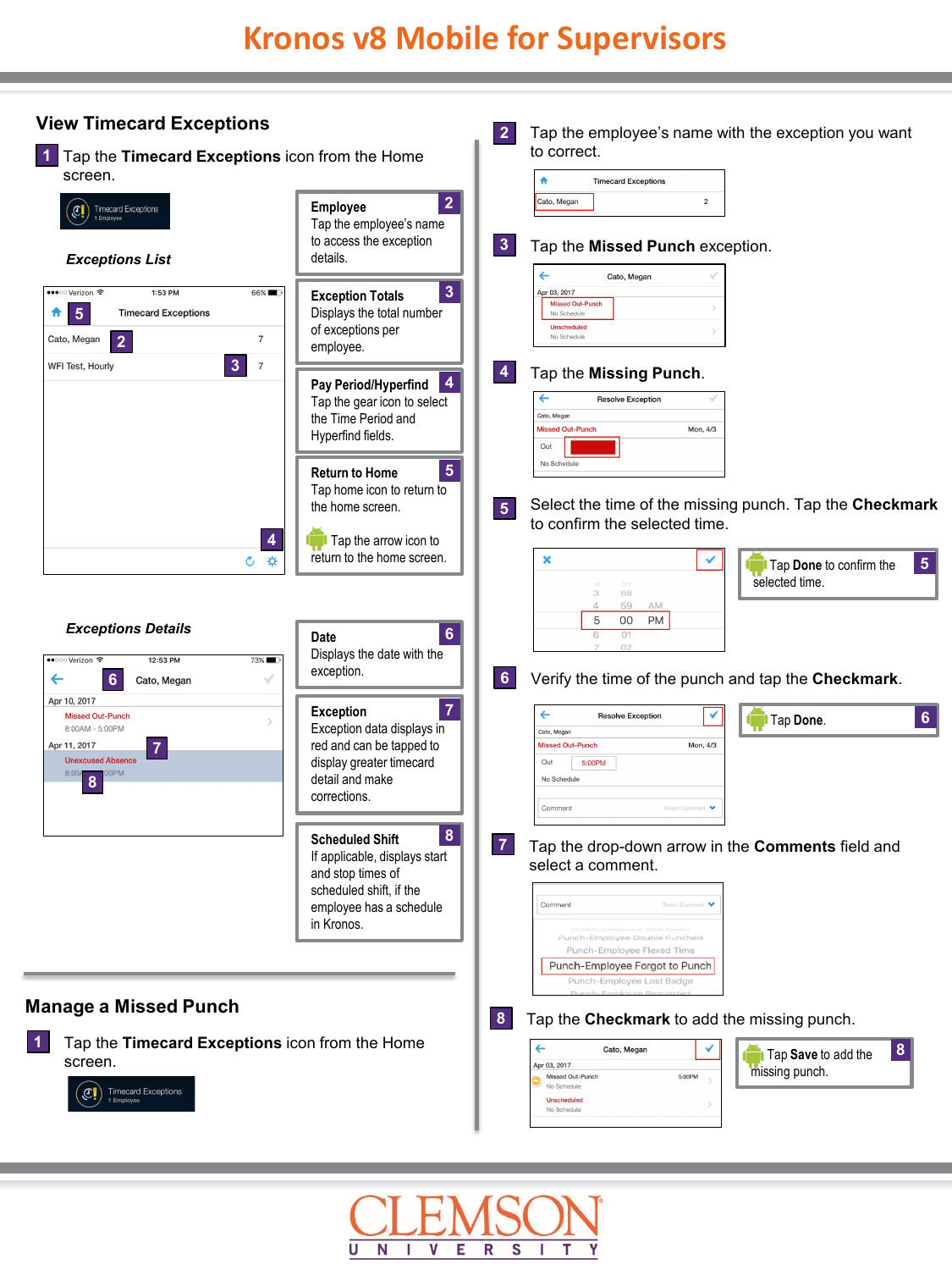# Kronos v8 Mobile for Supervisors

## View Timecard Exceptions

**1** Tap the **Timecard Exceptions** icon from the Home screen.

### *Exceptions List*

**Employee** (2)
Tap the employee's name to access the exception details.

**Exception Totals** (3)
Displays the total number of exceptions per employee.

**Pay Period/Hyperfind** (4)
Tap the gear icon to select the Time Period and Hyperfind fields.

**Return to Home** (5)
Tap home icon to return to the home screen.

Tap the arrow icon to return to the home screen.

### *Exceptions Details*

**Date** (6)
Displays the date with the exception.

**Exception** (7)
Exception data displays in red and can be tapped to display greater timecard detail and make corrections.

**Scheduled Shift** (8)
If applicable, displays start and stop times of scheduled shift, if the employee has a schedule in Kronos.

## Manage a Missed Punch

**1** Tap the **Timecard Exceptions** icon from the Home screen.

**2** Tap the employee's name with the exception you want to correct.

**3** Tap the **Missed Punch** exception.

**4** Tap the **Missing Punch**.

**5** Select the time of the missing punch. Tap the **Checkmark** to confirm the selected time.

Tap **Done** to confirm the selected time. (5)

**6** Verify the time of the punch and tap the **Checkmark**.

Tap **Done**. (6)

**7** Tap the drop-down arrow in the **Comments** field and select a comment.

**8** Tap the **Checkmark** to add the missing punch.

Tap **Save** to add the missing punch. (8)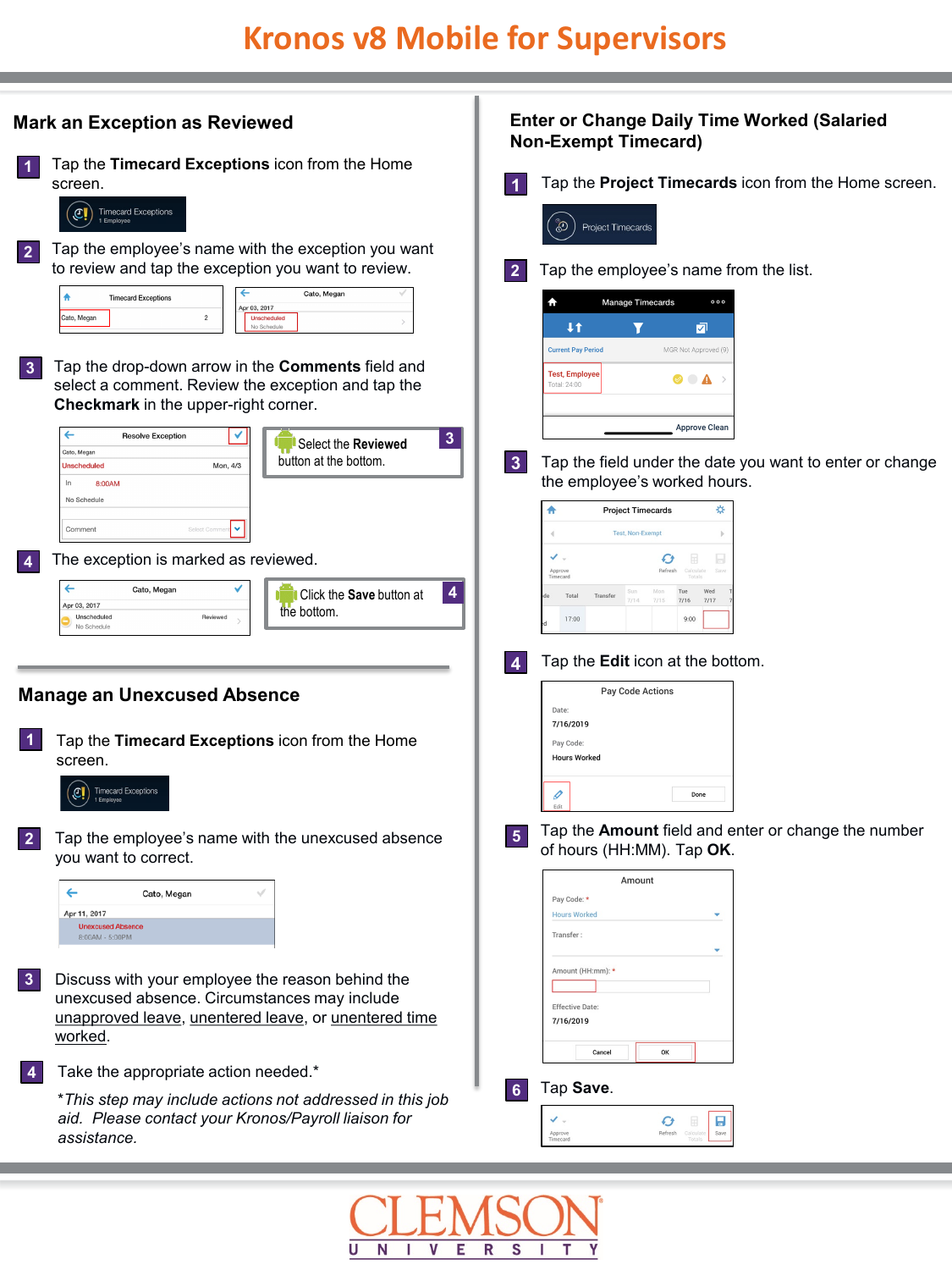# Kronos v8 Mobile for Supervisors

## Mark an Exception as Reviewed

1. Tap the **Timecard Exceptions** icon from the Home screen.
2. Tap the employee's name with the exception you want to review and tap the exception you want to review.
3. Tap the drop-down arrow in the **Comments** field and select a comment. Review the exception and tap the **Checkmark** in the upper-right corner.

   > **3** Select the **Reviewed** button at the bottom.

4. The exception is marked as reviewed.

   > **4** Click the **Save** button at the bottom.

## Manage an Unexcused Absence

1. Tap the **Timecard Exceptions** icon from the Home screen.
2. Tap the employee's name with the unexcused absence you want to correct.
3. Discuss with your employee the reason behind the unexcused absence. Circumstances may include <u>unapproved leave</u>, <u>unentered leave</u>, or <u>unentered time worked</u>.
4. Take the appropriate action needed.*

   **This step may include actions not addressed in this job aid. Please contact your Kronos/Payroll liaison for assistance.*

## Enter or Change Daily Time Worked (Salaried Non-Exempt Timecard)

1. Tap the **Project Timecards** icon from the Home screen.
2. Tap the employee's name from the list.
3. Tap the field under the date you want to enter or change the employee's worked hours.
4. Tap the **Edit** icon at the bottom.
5. Tap the **Amount** field and enter or change the number of hours (HH:MM). Tap **OK**.
6. Tap **Save**.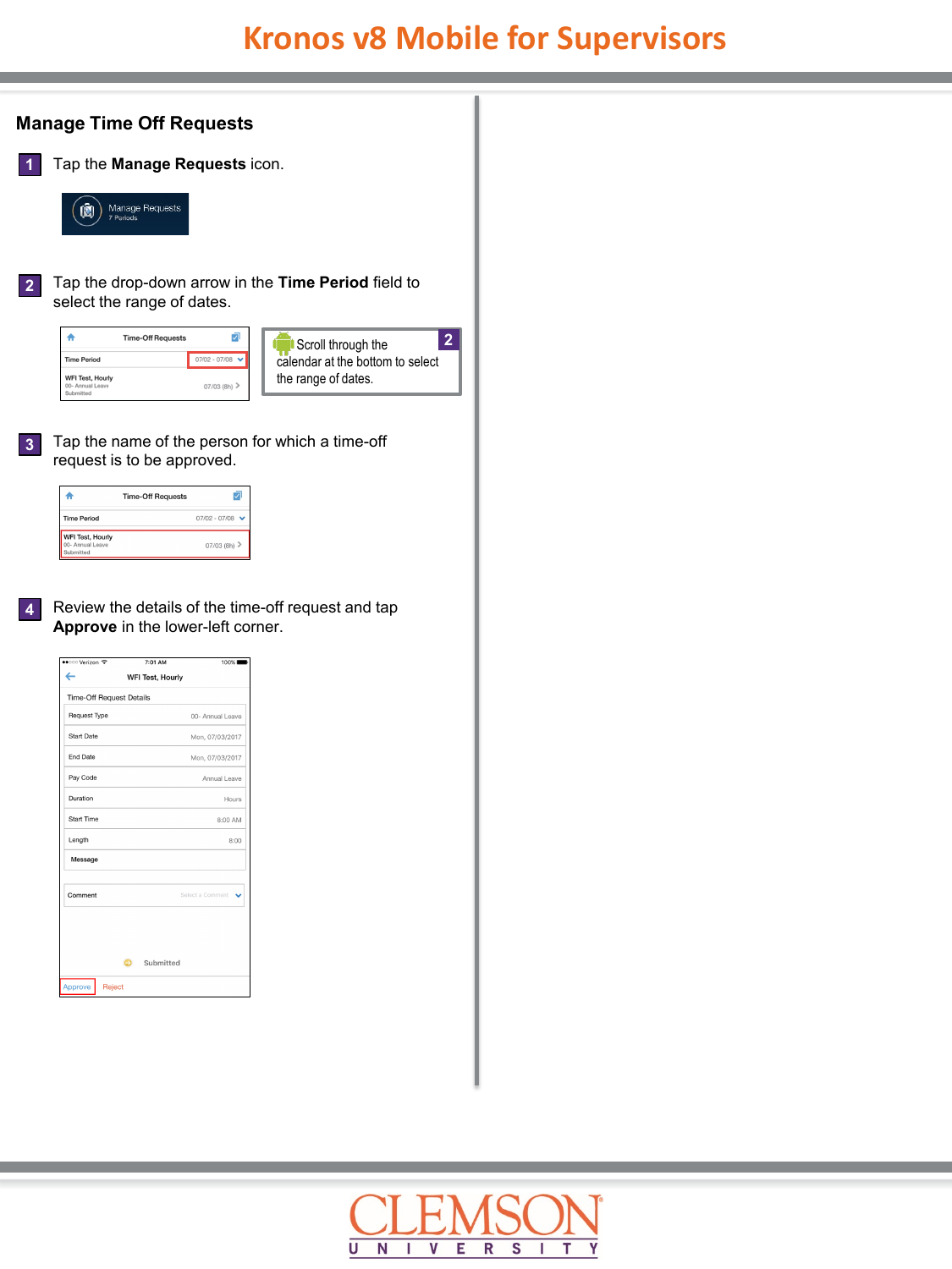# Kronos v8 Mobile for Supervisors

## Manage Time Off Requests

**1** Tap the **Manage Requests** icon.

**2** Tap the drop-down arrow in the **Time Period** field to select the range of dates.

> **2** Scroll through the calendar at the bottom to select the range of dates.

**3** Tap the name of the person for which a time-off request is to be approved.

**4** Review the details of the time-off request and tap **Approve** in the lower-left corner.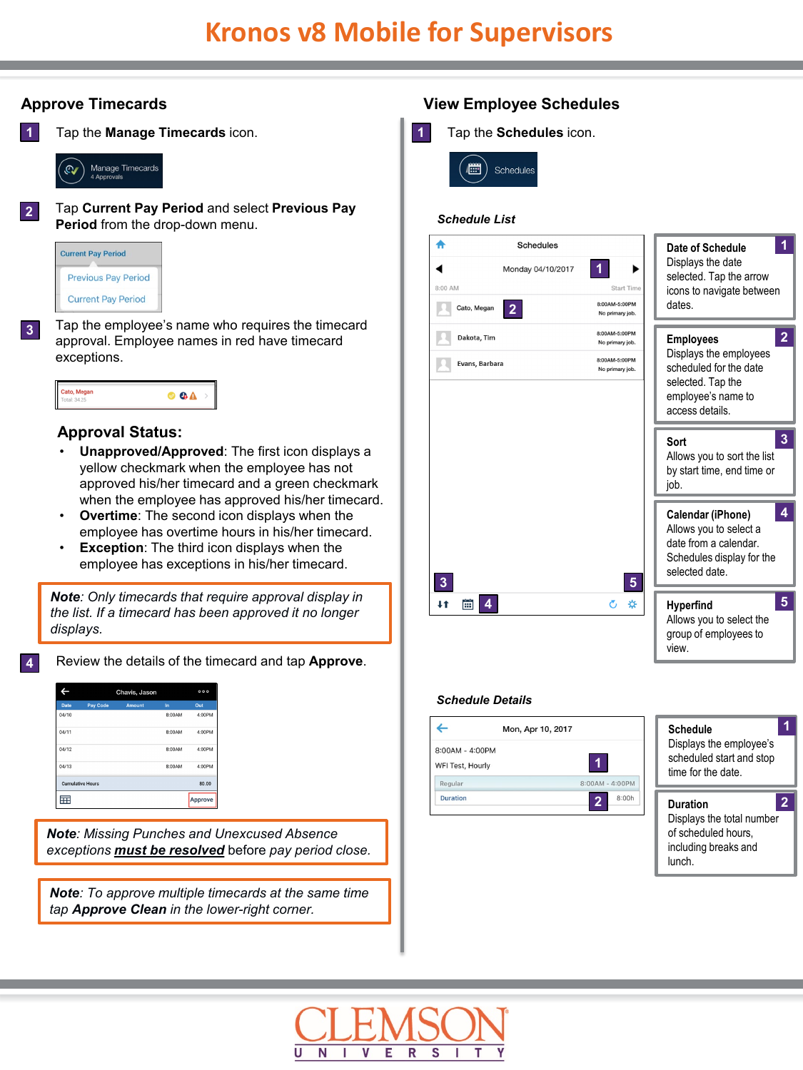# Kronos v8 Mobile for Supervisors

## Approve Timecards

**1** Tap the **Manage Timecards** icon.

Manage Timecards
4 Approvals

**2** Tap **Current Pay Period** and select **Previous Pay Period** from the drop-down menu.

Current Pay Period
Previous Pay Period
Current Pay Period

**3** Tap the employee's name who requires the timecard approval. Employee names in red have timecard exceptions.

Cato, Megan
Total: 34.25

### Approval Status:

- **Unapproved/Approved**: The first icon displays a yellow checkmark when the employee has not approved his/her timecard and a green checkmark when the employee has approved his/her timecard.
- **Overtime**: The second icon displays when the employee has overtime hours in his/her timecard.
- **Exception**: The third icon displays when the employee has exceptions in his/her timecard.

> ***Note**: Only timecards that require approval display in the list. If a timecard has been approved it no longer displays.*

**4** Review the details of the timecard and tap **Approve**.

Chavis, Jason

| Date | Pay Code | Amount | In | Out |
|---|---|---|---|---|
| 04/10 | | | 8:00AM | 4:00PM |
| 04/11 | | | 8:00AM | 4:00PM |
| 04/12 | | | 8:00AM | 4:00PM |
| 04/13 | | | 8:00AM | 4:00PM |
| Cumulative Hours | | | | 80.00 |

Approve

> ***Note***: *Missing Punches and Unexcused Absence exceptions* ***must be resolved*** *before pay period close.*

> ***Note**: To approve multiple timecards at the same time tap **Approve Clean** in the lower-right corner.*

## View Employee Schedules

**1** Tap the **Schedules** icon.

Schedules

### Schedule List

Schedules
Monday 04/10/2017
8:00 AM — Start Time
Cato, Megan — 8:00AM-5:00PM No primary job.
Dakota, Tim — 8:00AM-5:00PM No primary job.
Evans, Barbara — 8:00AM-5:00PM No primary job.

**1 Date of Schedule**
Displays the date selected. Tap the arrow icons to navigate between dates.

**2 Employees**
Displays the employees scheduled for the date selected. Tap the employee's name to access details.

**3 Sort**
Allows you to sort the list by start time, end time or job.

**4 Calendar (iPhone)**
Allows you to select a date from a calendar. Schedules display for the selected date.

**5 Hyperfind**
Allows you to select the group of employees to view.

### Schedule Details

Mon, Apr 10, 2017
8:00AM - 4:00PM
WFI Test, Hourly
Regular — 8:00AM - 4:00PM
Duration — 8:00h

**1 Schedule**
Displays the employee's scheduled start and stop time for the date.

**2 Duration**
Displays the total number of scheduled hours, including breaks and lunch.

CLEMSON UNIVERSITY